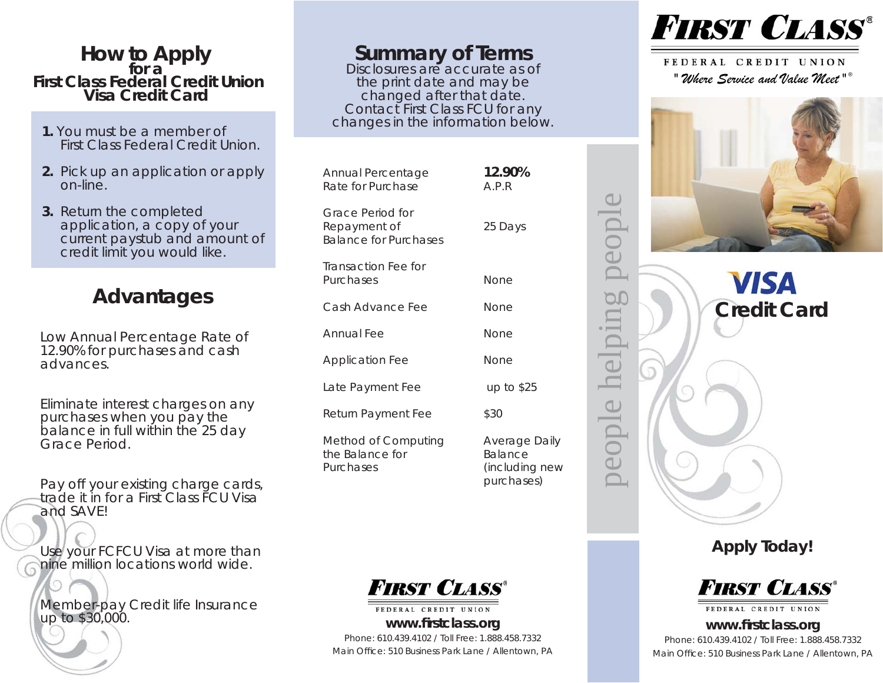# How to Apply for a First Class Federal Credit Union Visa Credit Card

1. You must be a member of First Class Federal Credit Union.
2. Pick up an application or apply on-line.
3. Return the completed application, a copy of your current paystub and amount of credit limit you would like.

## Advantages

Low Annual Percentage Rate of 12.90% for purchases and cash advances.

Eliminate interest charges on any purchases when you pay the balance in full within the 25 day Grace Period.

Pay off your existing charge cards, trade it in for a First Class FCU Visa and SAVE!

Use your FCFCU Visa at more than nine million locations world wide.

Member-pay Credit life Insurance up to $30,000.

# Summary of Terms

Disclosures are accurate as of the print date and may be changed after that date. Contact First Class FCU for any changes in the information below.

| | |
|---|---|
| Annual Percentage Rate for Purchase | **12.90%** A.P.R |
| Grace Period for Repayment of Balance for Purchases | 25 Days |
| Transaction Fee for Purchases | None |
| Cash Advance Fee | None |
| Annual Fee | None |
| Application Fee | None |
| Late Payment Fee | up to $25 |
| Return Payment Fee | $30 |
| Method of Computing the Balance for Purchases | Average Daily Balance (including new purchases) |

people helping people

**FIRST CLASS** FEDERAL CREDIT UNION

**www.firstclass.org**

Phone: 610.439.4102 / Toll Free: 1.888.458.7332

Main Office: 510 Business Park Lane / Allentown, PA

**FIRST CLASS®** FEDERAL CREDIT UNION

*"Where Service and Value Meet"®*

## VISA Credit Card

**Apply Today!**

**FIRST CLASS** FEDERAL CREDIT UNION

**www.firstclass.org**

Phone: 610.439.4102 / Toll Free: 1.888.458.7332

Main Office: 510 Business Park Lane / Allentown, PA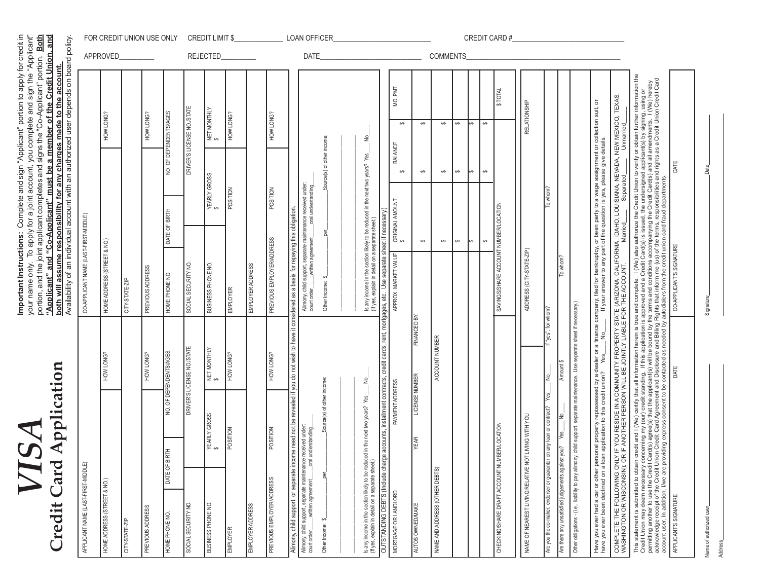# *VISA*

## Credit Card Application

**Important Instructions:** Complete and sign "Applicant" portion to apply for credit in your name only. To apply for a joint account, you complete and sign the "Applicant" portion, and the joint applicant completes and signs the "Co-Applicant" portion. **Both "Applicant" and "Co-Applicant" must be a member of the Credit Union, and both will assume responsibility for any charges made to the account.**
Availability of an individual account with an authorized user depends on board policy.

FOR CREDIT UNION USE ONLY    CREDIT LIMIT $______________ LOAN OFFICER__________________________ CREDIT CARD #______________________________

APPROVED__________ REJECTED__________ DATE______________________________ COMMENTS_____________________________________________

| | | | | | | | | | |
|---|---|---|---|---|---|---|---|---|---|
| APPLICANT NAME (LAST-FIRST-MIDDLE) | | | | | CO-APPLICANT NAME (LAST-FIRST-MIDDLE) | | | | |
| HOME ADDRESS (STREET & NO.) | | | HOW LONG? | | HOME ADDRESS (STREET & NO.) | | | HOW LONG? | |
| CITY-STATE-ZIP | | | | | CITY-STATE-ZIP | | | | |
| PREVIOUS ADDRESS | | | HOW LONG? | | PREVIOUS ADDRESS | | | HOW LONG? | |
| HOME PHONE NO. | DATE OF BIRTH | NO. OF DEPENDENTS/AGES | | | HOME PHONE NO. | DATE OF BIRTH | NO. OF DEPENDENTS/AGES | | |
| SOCIAL SECURITY NO. | | DRIVER'S LICENSE NO./STATE | | | SOCIAL SECURITY NO. | | DRIVER'S LICENSE NO./STATE | | |
| BUSINESS PHONE NO. | YEARLY GROSS $ | NET MONTHLY $ | | | BUSINESS PHONE NO. | YEARLY GROSS $ | NET MONTHLY $ | | |
| EMPLOYER | POSITION | HOW LONG? | | | EMPLOYER | POSITION | HOW LONG? | | |
| EMPLOYER ADDRESS | | | | | EMPLOYER ADDRESS | | | | |
| PREVIOUS EMPLOYER/ADDRESS | POSITION | HOW LONG? | | | PREVIOUS EMPLOYER/ADDRESS | POSITION | HOW LONG? | | |

Alimony, child support, or separate income need not be revealed if you do not wish to have it considered as a basis for repaying this obligation.

| | |
|---|---|
| Alimony, child support, separate maintenance received under: court order____ written agreement____ oral understanding____ | Alimony, child support, separate maintenance received under: court order____ written agreement____ oral understanding____ |
| Other Income: $__________ per__________ Source(s) of other income: | Other Income: $__________ per__________ Source(s) of other income: |
| Is any income in the section likely to be reduced in the next two years? Yes___ No___ (If yes, explain in detail on a separate sheet.) | Is any income in the section likely to be reduced in the next two years? Yes___ No___ (If yes, explain in detail on a separate sheet.) |

OUTSTANDING DEBTS (Include charge accounts, installment contracts, credit cards, rent, mortgages, etc. Use separate sheet if necessary.)

| | | | | | | |
|---|---|---|---|---|---|---|
| MORTGAGE OR LANDLORD | PAYMENT ADDRESS | | APPROX. MARKET VALUE | ORIGINAL AMOUNT $ | BALANCE $ | MO. PMT. $ |
| AUTOS OWNED/MAKE | YEAR | LICENSE NUMBER | FINANCED BY | $ | $ | $ |
| NAME AND ADDRESS (OTHER DEBTS) | | ACCOUNT NUMBER | | $ | $ | $ |
| | | | | $ | $ | $ |
| | | | | $ | $ | $ |
| | | | | $ | $ | $ |
| CHECKING/SHARE DRAFT ACCOUNT NUMBER/LOCATION | | | SAVINGS/SHARE ACCOUNT NUMBER/LOCATION | | | $ TOTAL |

| | | |
|---|---|---|
| NAME OF NEAREST LIVING RELATIVE NOT LIVING WITH YOU | ADDRESS (CITY-STATE-ZIP) | RELATIONSHIP |
| Are you the co-maker, endorser or guarantor on any loan or contract? Yes___ No___ | If "yes", for whom? | To whom? |
| Are there any unsatisfied judgements against you? Yes___ No___ | Amount $ | To whom? |
| Other obligations - (i.e., liability to pay alimony, child support, separate maintenance. Use separate sheet if necessary.) | | |

Have you ever had a car or other personal property repossessed by a dealer or a finance company, filed for bankruptcy, or been party to a wage assignment or collection suit, or have you ever been declined on a loan application to this credit union? Yes___ No___ If your answer to any part of the question is yes, please give details.

COMPLETE THE FOLLOWING ONLY IF YOU RESIDE IN A COMMUNITY PROPERTY STATE (ARIZONA, CALIFORNIA, IDAHO, LOUISIANA, NEVADA, NEW MEXICO, TEXAS, WASHINGTON OR WISCONSIN); OR IF ANOTHER PERSON WILL BE JOINTLY LIABLE FOR THE ACCOUNT. Married___ Separated___ Unmarried___

This statement is submitted to obtain credit and I (We) certify that all information herein is true and complete. I (We) also authorize the Credit Union to verify or obtain further information the Credit Union may deem necessary concerning my (our) credit standing. If this application is approved and a Credit Card(s) is issued, the undersigned applicant(s) by signing, using or permitting another to use the Credit Card(s) agree(s) that the applicant(s) will be bound by the terms and conditions accompanying the Credit Card(s) and all amendments. I (We) hereby acknowledge receipt of the Credit Union Credit Card Agreement and Disclosure and Billing Rights that inform me (us) of the terms, responsibilities and rights as a Credit Union Credit Card account user. In addition, I/we are providing express consent to be contacted as needed by autodialers from the credit union card fraud departments.

| | | | |
|---|---|---|---|
| APPLICANT'S SIGNATURE | DATE | CO-APPLICANT'S SIGNATURE | DATE |

Name of authorized user____________________ Signature____________________ Date____________

Address____________________________________________